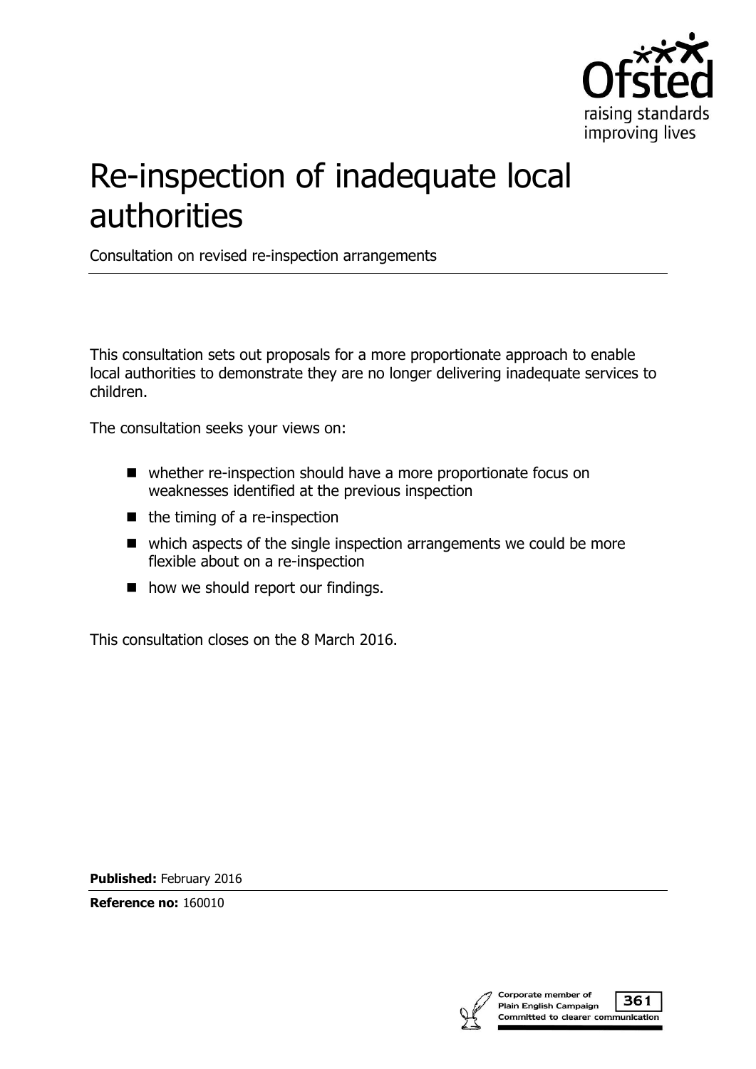# Re-inspection of inadequate local authorities

Consultation on revised re-inspection arrangements

This consultation sets out proposals for a more proportionate approach to enable local authorities to demonstrate they are no longer delivering inadequate services to children.

The consultation seeks your views on:

- whether re-inspection should have a more proportionate focus on weaknesses identified at the previous inspection
- the timing of a re-inspection
- which aspects of the single inspection arrangements we could be more flexible about on a re-inspection
- how we should report our findings.

This consultation closes on the 8 March 2016.

**Published:** February 2016

**Reference no:** 160010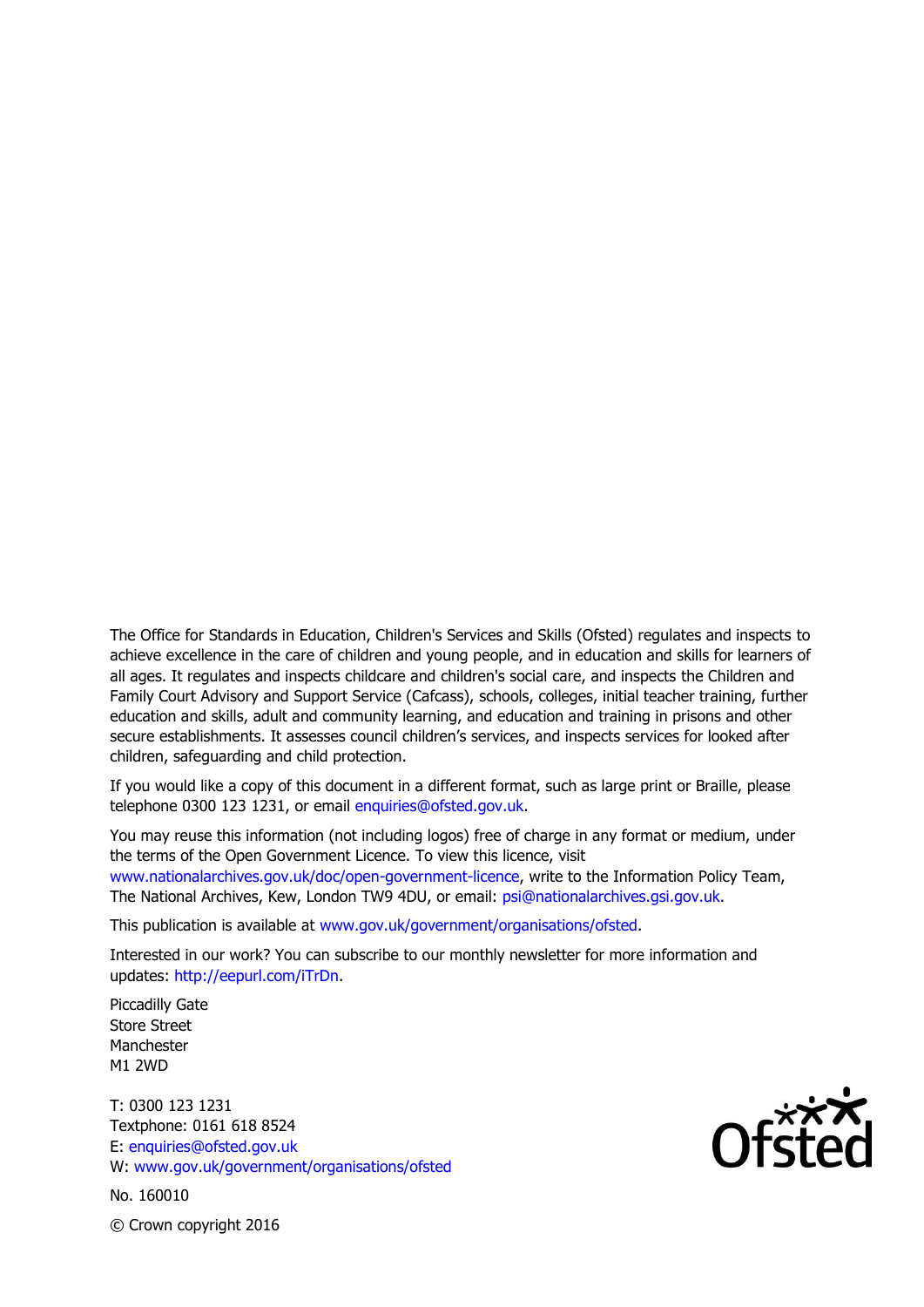The Office for Standards in Education, Children's Services and Skills (Ofsted) regulates and inspects to achieve excellence in the care of children and young people, and in education and skills for learners of all ages. It regulates and inspects childcare and children's social care, and inspects the Children and Family Court Advisory and Support Service (Cafcass), schools, colleges, initial teacher training, further education and skills, adult and community learning, and education and training in prisons and other secure establishments. It assesses council children's services, and inspects services for looked after children, safeguarding and child protection.

If you would like a copy of this document in a different format, such as large print or Braille, please telephone 0300 123 1231, or email enquiries@ofsted.gov.uk.

You may reuse this information (not including logos) free of charge in any format or medium, under the terms of the Open Government Licence. To view this licence, visit www.nationalarchives.gov.uk/doc/open-government-licence, write to the Information Policy Team, The National Archives, Kew, London TW9 4DU, or email: psi@nationalarchives.gsi.gov.uk.

This publication is available at www.gov.uk/government/organisations/ofsted.

Interested in our work? You can subscribe to our monthly newsletter for more information and updates: http://eepurl.com/iTrDn.

Piccadilly Gate
Store Street
Manchester
M1 2WD

T: 0300 123 1231
Textphone: 0161 618 8524
E: enquiries@ofsted.gov.uk
W: www.gov.uk/government/organisations/ofsted

No. 160010

© Crown copyright 2016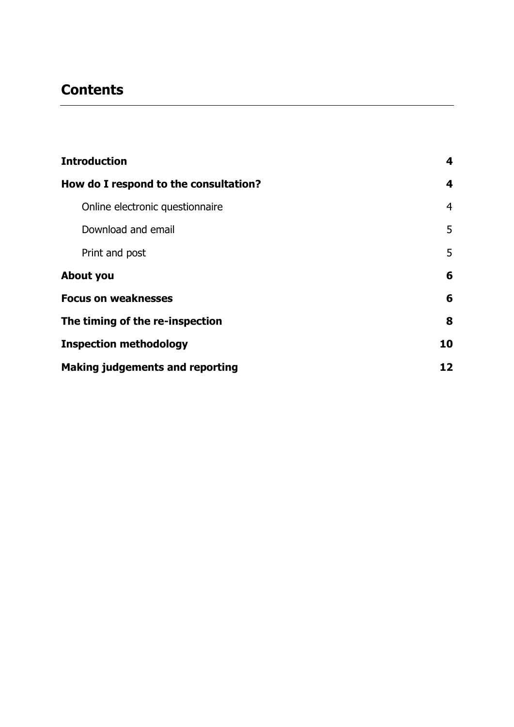# Contents

| | |
|---|---|
| **Introduction** | **4** |
| **How do I respond to the consultation?** | **4** |
| Online electronic questionnaire | 4 |
| Download and email | 5 |
| Print and post | 5 |
| **About you** | **6** |
| **Focus on weaknesses** | **6** |
| **The timing of the re-inspection** | **8** |
| **Inspection methodology** | **10** |
| **Making judgements and reporting** | **12** |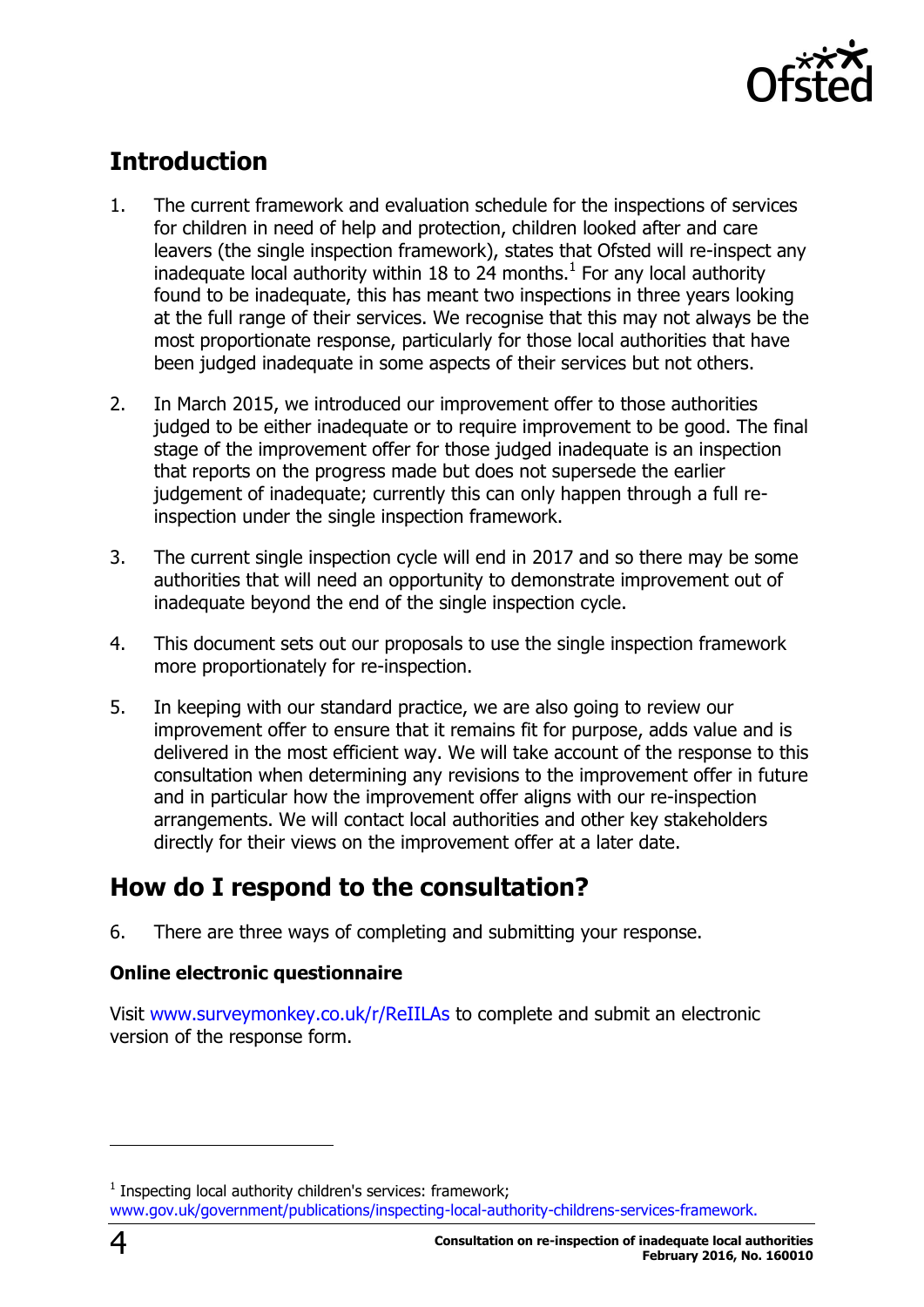## Introduction

1. The current framework and evaluation schedule for the inspections of services for children in need of help and protection, children looked after and care leavers (the single inspection framework), states that Ofsted will re-inspect any inadequate local authority within 18 to 24 months.[1] For any local authority found to be inadequate, this has meant two inspections in three years looking at the full range of their services. We recognise that this may not always be the most proportionate response, particularly for those local authorities that have been judged inadequate in some aspects of their services but not others.

2. In March 2015, we introduced our improvement offer to those authorities judged to be either inadequate or to require improvement to be good. The final stage of the improvement offer for those judged inadequate is an inspection that reports on the progress made but does not supersede the earlier judgement of inadequate; currently this can only happen through a full re-inspection under the single inspection framework.

3. The current single inspection cycle will end in 2017 and so there may be some authorities that will need an opportunity to demonstrate improvement out of inadequate beyond the end of the single inspection cycle.

4. This document sets out our proposals to use the single inspection framework more proportionately for re-inspection.

5. In keeping with our standard practice, we are also going to review our improvement offer to ensure that it remains fit for purpose, adds value and is delivered in the most efficient way. We will take account of the response to this consultation when determining any revisions to the improvement offer in future and in particular how the improvement offer aligns with our re-inspection arrangements. We will contact local authorities and other key stakeholders directly for their views on the improvement offer at a later date.

## How do I respond to the consultation?

6. There are three ways of completing and submitting your response.

**Online electronic questionnaire**

Visit www.surveymonkey.co.uk/r/ReIILAs to complete and submit an electronic version of the response form.

---

[1] Inspecting local authority children's services: framework; www.gov.uk/government/publications/inspecting-local-authority-childrens-services-framework.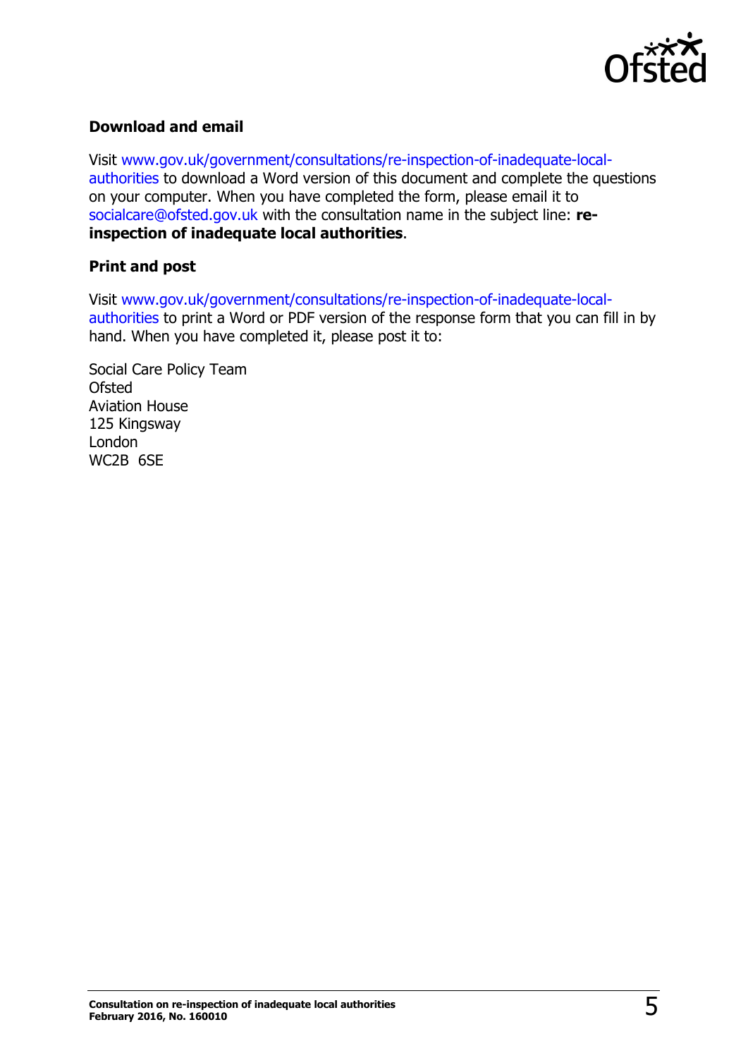### Download and email

Visit www.gov.uk/government/consultations/re-inspection-of-inadequate-local-authorities to download a Word version of this document and complete the questions on your computer. When you have completed the form, please email it to socialcare@ofsted.gov.uk with the consultation name in the subject line: **re-inspection of inadequate local authorities**.

### Print and post

Visit www.gov.uk/government/consultations/re-inspection-of-inadequate-local-authorities to print a Word or PDF version of the response form that you can fill in by hand. When you have completed it, please post it to:

Social Care Policy Team
Ofsted
Aviation House
125 Kingsway
London
WC2B 6SE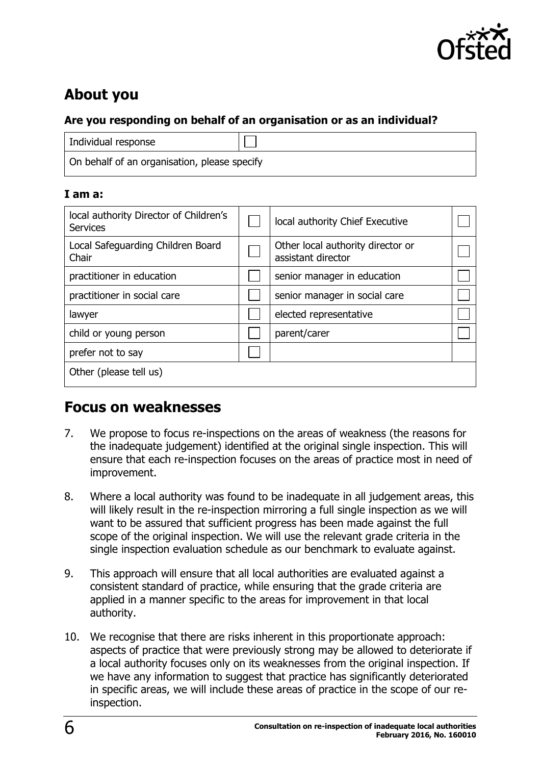## About you

**Are you responding on behalf of an organisation or as an individual?**

| Individual response | ☐ |
|---|---|
| On behalf of an organisation, please specify | |

**I am a:**

| | | | |
|---|---|---|---|
| local authority Director of Children's Services | ☐ | local authority Chief Executive | ☐ |
| Local Safeguarding Children Board Chair | ☐ | Other local authority director or assistant director | ☐ |
| practitioner in education | ☐ | senior manager in education | ☐ |
| practitioner in social care | ☐ | senior manager in social care | ☐ |
| lawyer | ☐ | elected representative | ☐ |
| child or young person | ☐ | parent/carer | ☐ |
| prefer not to say | ☐ | | |
| Other (please tell us) | | | |

## Focus on weaknesses

7. We propose to focus re-inspections on the areas of weakness (the reasons for the inadequate judgement) identified at the original single inspection. This will ensure that each re-inspection focuses on the areas of practice most in need of improvement.

8. Where a local authority was found to be inadequate in all judgement areas, this will likely result in the re-inspection mirroring a full single inspection as we will want to be assured that sufficient progress has been made against the full scope of the original inspection. We will use the relevant grade criteria in the single inspection evaluation schedule as our benchmark to evaluate against.

9. This approach will ensure that all local authorities are evaluated against a consistent standard of practice, while ensuring that the grade criteria are applied in a manner specific to the areas for improvement in that local authority.

10. We recognise that there are risks inherent in this proportionate approach: aspects of practice that were previously strong may be allowed to deteriorate if a local authority focuses only on its weaknesses from the original inspection. If we have any information to suggest that practice has significantly deteriorated in specific areas, we will include these areas of practice in the scope of our re-inspection.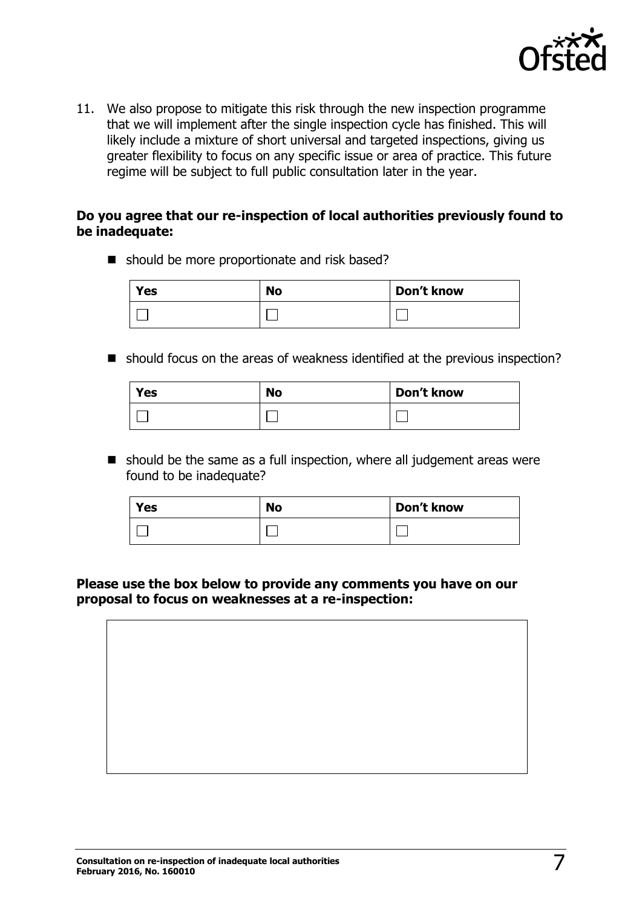11. We also propose to mitigate this risk through the new inspection programme that we will implement after the single inspection cycle has finished. This will likely include a mixture of short universal and targeted inspections, giving us greater flexibility to focus on any specific issue or area of practice. This future regime will be subject to full public consultation later in the year.

**Do you agree that our re-inspection of local authorities previously found to be inadequate:**

- should be more proportionate and risk based?

| Yes | No | Don't know |
|---|---|---|
| ☐ | ☐ | ☐ |

- should focus on the areas of weakness identified at the previous inspection?

| Yes | No | Don't know |
|---|---|---|
| ☐ | ☐ | ☐ |

- should be the same as a full inspection, where all judgement areas were found to be inadequate?

| Yes | No | Don't know |
|---|---|---|
| ☐ | ☐ | ☐ |

**Please use the box below to provide any comments you have on our proposal to focus on weaknesses at a re-inspection:**

| |
|---|
| |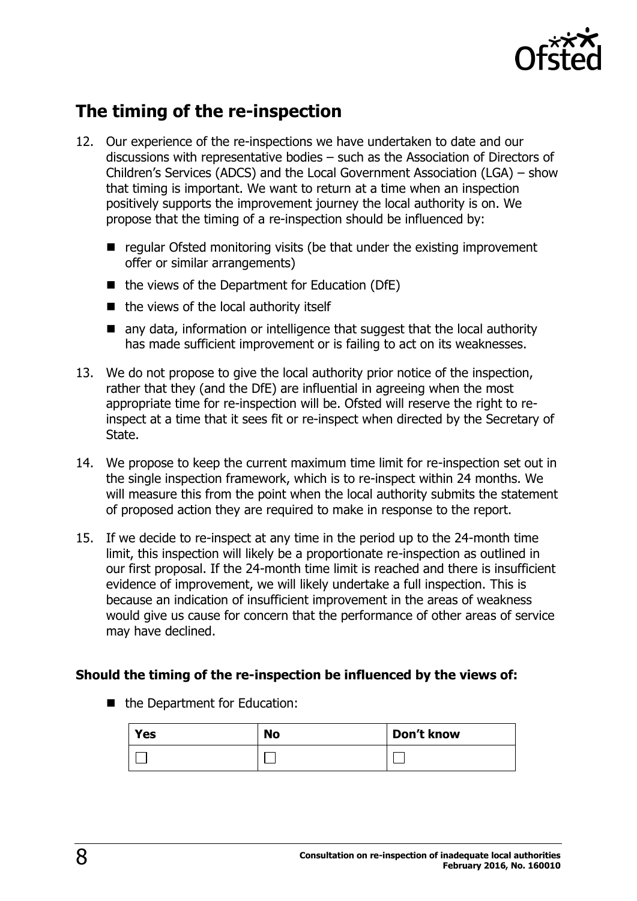## The timing of the re-inspection

12. Our experience of the re-inspections we have undertaken to date and our discussions with representative bodies – such as the Association of Directors of Children's Services (ADCS) and the Local Government Association (LGA) – show that timing is important. We want to return at a time when an inspection positively supports the improvement journey the local authority is on. We propose that the timing of a re-inspection should be influenced by:

    - regular Ofsted monitoring visits (be that under the existing improvement offer or similar arrangements)
    - the views of the Department for Education (DfE)
    - the views of the local authority itself
    - any data, information or intelligence that suggest that the local authority has made sufficient improvement or is failing to act on its weaknesses.

13. We do not propose to give the local authority prior notice of the inspection, rather that they (and the DfE) are influential in agreeing when the most appropriate time for re-inspection will be. Ofsted will reserve the right to re-inspect at a time that it sees fit or re-inspect when directed by the Secretary of State.

14. We propose to keep the current maximum time limit for re-inspection set out in the single inspection framework, which is to re-inspect within 24 months. We will measure this from the point when the local authority submits the statement of proposed action they are required to make in response to the report.

15. If we decide to re-inspect at any time in the period up to the 24-month time limit, this inspection will likely be a proportionate re-inspection as outlined in our first proposal. If the 24-month time limit is reached and there is insufficient evidence of improvement, we will likely undertake a full inspection. This is because an indication of insufficient improvement in the areas of weakness would give us cause for concern that the performance of other areas of service may have declined.

**Should the timing of the re-inspection be influenced by the views of:**

- the Department for Education:

| Yes | No | Don't know |
|---|---|---|
| ☐ | ☐ | ☐ |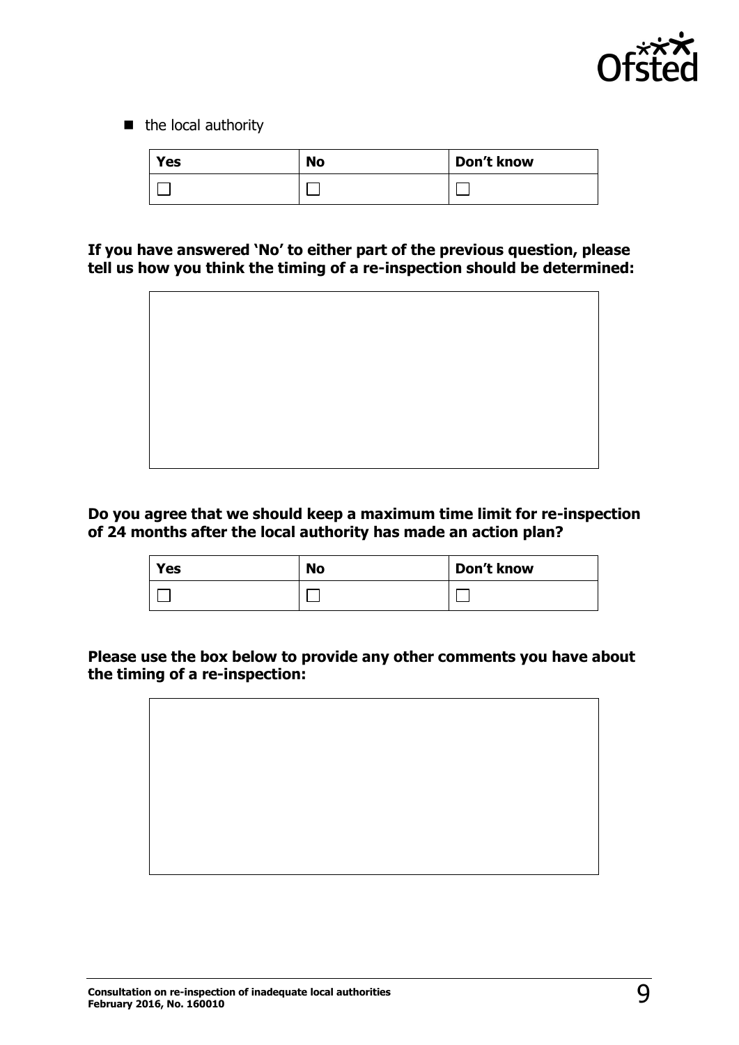- the local authority

| Yes | No | Don't know |
|---|---|---|
| ☐ | ☐ | ☐ |

**If you have answered 'No' to either part of the previous question, please tell us how you think the timing of a re-inspection should be determined:**

|  |
|---|
|  |

**Do you agree that we should keep a maximum time limit for re-inspection of 24 months after the local authority has made an action plan?**

| Yes | No | Don't know |
|---|---|---|
| ☐ | ☐ | ☐ |

**Please use the box below to provide any other comments you have about the timing of a re-inspection:**

|  |
|---|
|  |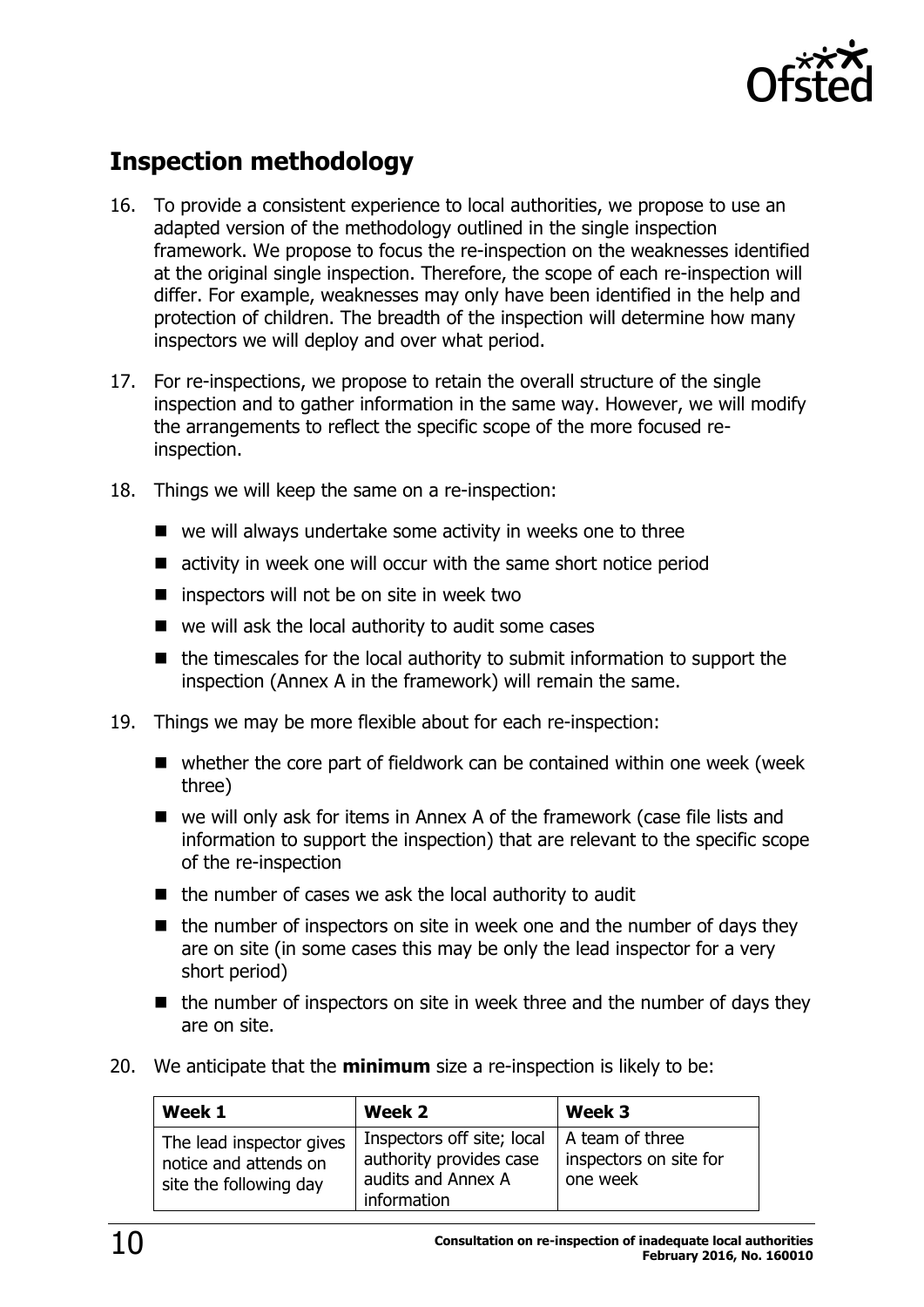## Inspection methodology

16. To provide a consistent experience to local authorities, we propose to use an adapted version of the methodology outlined in the single inspection framework. We propose to focus the re-inspection on the weaknesses identified at the original single inspection. Therefore, the scope of each re-inspection will differ. For example, weaknesses may only have been identified in the help and protection of children. The breadth of the inspection will determine how many inspectors we will deploy and over what period.

17. For re-inspections, we propose to retain the overall structure of the single inspection and to gather information in the same way. However, we will modify the arrangements to reflect the specific scope of the more focused re-inspection.

18. Things we will keep the same on a re-inspection:
    - we will always undertake some activity in weeks one to three
    - activity in week one will occur with the same short notice period
    - inspectors will not be on site in week two
    - we will ask the local authority to audit some cases
    - the timescales for the local authority to submit information to support the inspection (Annex A in the framework) will remain the same.

19. Things we may be more flexible about for each re-inspection:
    - whether the core part of fieldwork can be contained within one week (week three)
    - we will only ask for items in Annex A of the framework (case file lists and information to support the inspection) that are relevant to the specific scope of the re-inspection
    - the number of cases we ask the local authority to audit
    - the number of inspectors on site in week one and the number of days they are on site (in some cases this may be only the lead inspector for a very short period)
    - the number of inspectors on site in week three and the number of days they are on site.

20. We anticipate that the **minimum** size a re-inspection is likely to be:

| Week 1 | Week 2 | Week 3 |
|---|---|---|
| The lead inspector gives notice and attends on site the following day | Inspectors off site; local authority provides case audits and Annex A information | A team of three inspectors on site for one week |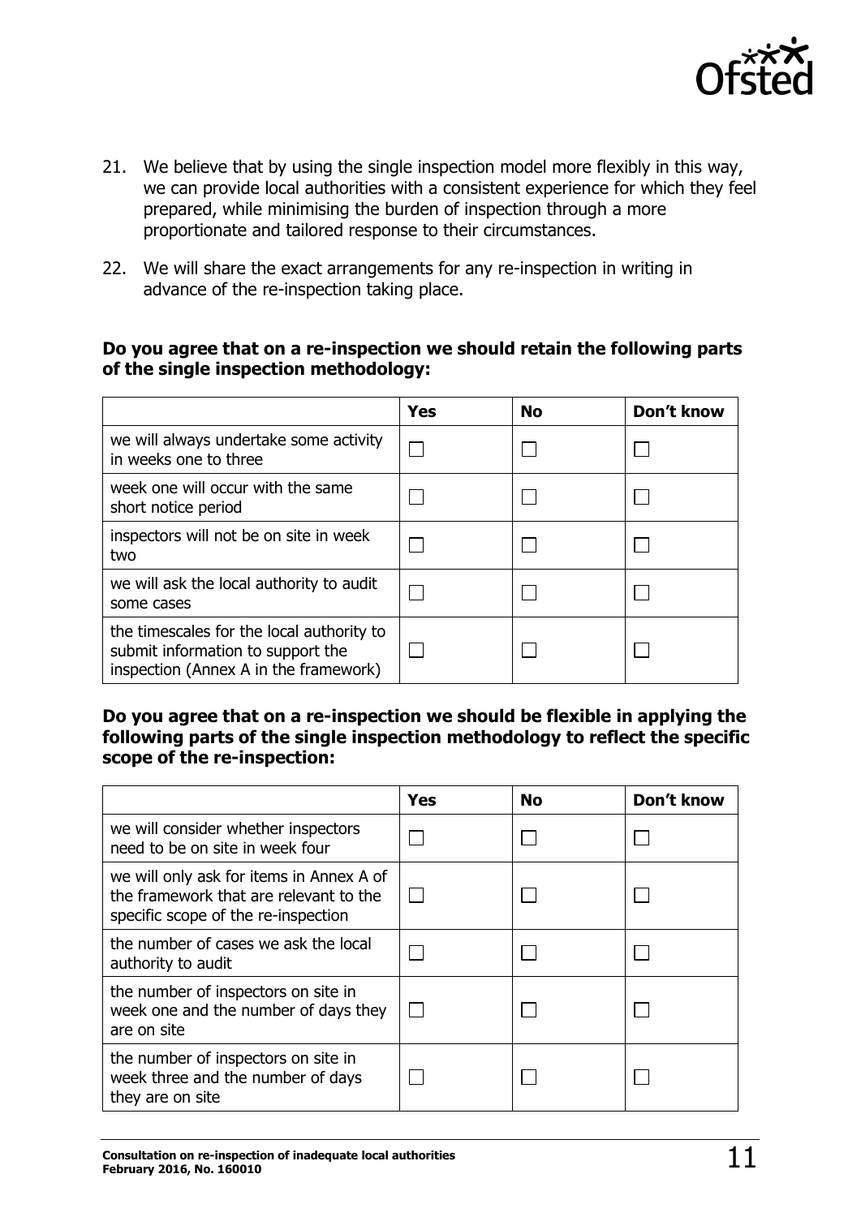21. We believe that by using the single inspection model more flexibly in this way, we can provide local authorities with a consistent experience for which they feel prepared, while minimising the burden of inspection through a more proportionate and tailored response to their circumstances.

22. We will share the exact arrangements for any re-inspection in writing in advance of the re-inspection taking place.

**Do you agree that on a re-inspection we should retain the following parts of the single inspection methodology:**

| | Yes | No | Don't know |
|---|---|---|---|
| we will always undertake some activity in weeks one to three | ☐ | ☐ | ☐ |
| week one will occur with the same short notice period | ☐ | ☐ | ☐ |
| inspectors will not be on site in week two | ☐ | ☐ | ☐ |
| we will ask the local authority to audit some cases | ☐ | ☐ | ☐ |
| the timescales for the local authority to submit information to support the inspection (Annex A in the framework) | ☐ | ☐ | ☐ |

**Do you agree that on a re-inspection we should be flexible in applying the following parts of the single inspection methodology to reflect the specific scope of the re-inspection:**

| | Yes | No | Don't know |
|---|---|---|---|
| we will consider whether inspectors need to be on site in week four | ☐ | ☐ | ☐ |
| we will only ask for items in Annex A of the framework that are relevant to the specific scope of the re-inspection | ☐ | ☐ | ☐ |
| the number of cases we ask the local authority to audit | ☐ | ☐ | ☐ |
| the number of inspectors on site in week one and the number of days they are on site | ☐ | ☐ | ☐ |
| the number of inspectors on site in week three and the number of days they are on site | ☐ | ☐ | ☐ |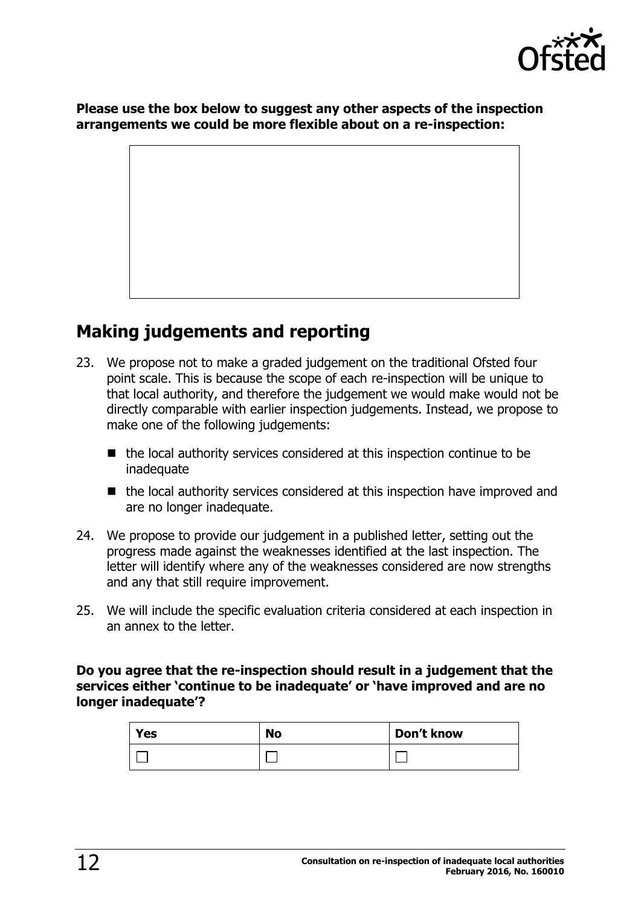**Please use the box below to suggest any other aspects of the inspection arrangements we could be more flexible about on a re-inspection:**

## Making judgements and reporting

23. We propose not to make a graded judgement on the traditional Ofsted four point scale. This is because the scope of each re-inspection will be unique to that local authority, and therefore the judgement we would make would not be directly comparable with earlier inspection judgements. Instead, we propose to make one of the following judgements:
    - the local authority services considered at this inspection continue to be inadequate
    - the local authority services considered at this inspection have improved and are no longer inadequate.

24. We propose to provide our judgement in a published letter, setting out the progress made against the weaknesses identified at the last inspection. The letter will identify where any of the weaknesses considered are now strengths and any that still require improvement.

25. We will include the specific evaluation criteria considered at each inspection in an annex to the letter.

**Do you agree that the re-inspection should result in a judgement that the services either 'continue to be inadequate' or 'have improved and are no longer inadequate'?**

| Yes | No | Don't know |
|---|---|---|
| ☐ | ☐ | ☐ |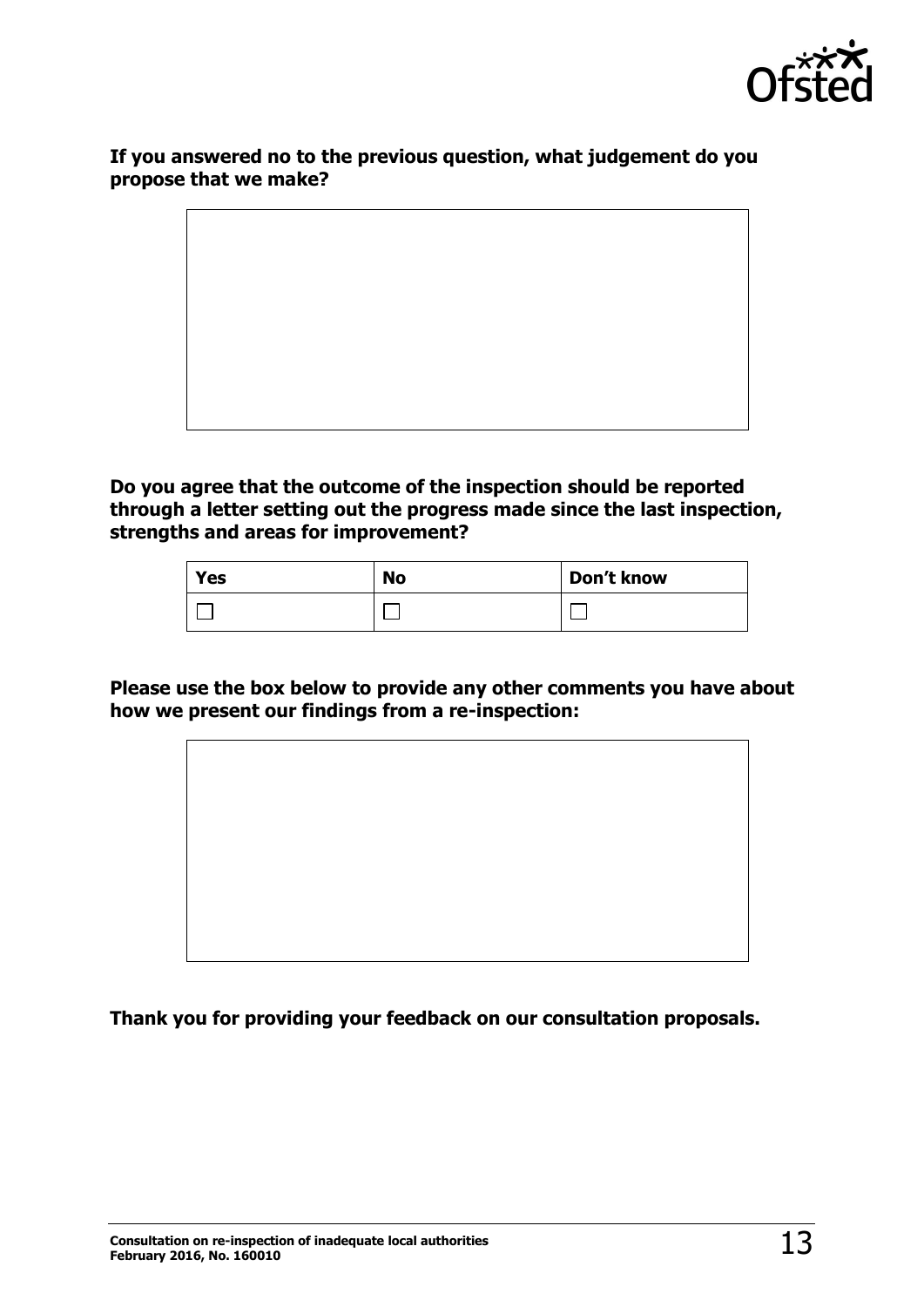**If you answered no to the previous question, what judgement do you propose that we make?**

**Do you agree that the outcome of the inspection should be reported through a letter setting out the progress made since the last inspection, strengths and areas for improvement?**

| Yes | No | Don't know |
|---|---|---|
| ☐ | ☐ | ☐ |

**Please use the box below to provide any other comments you have about how we present our findings from a re-inspection:**

**Thank you for providing your feedback on our consultation proposals.**